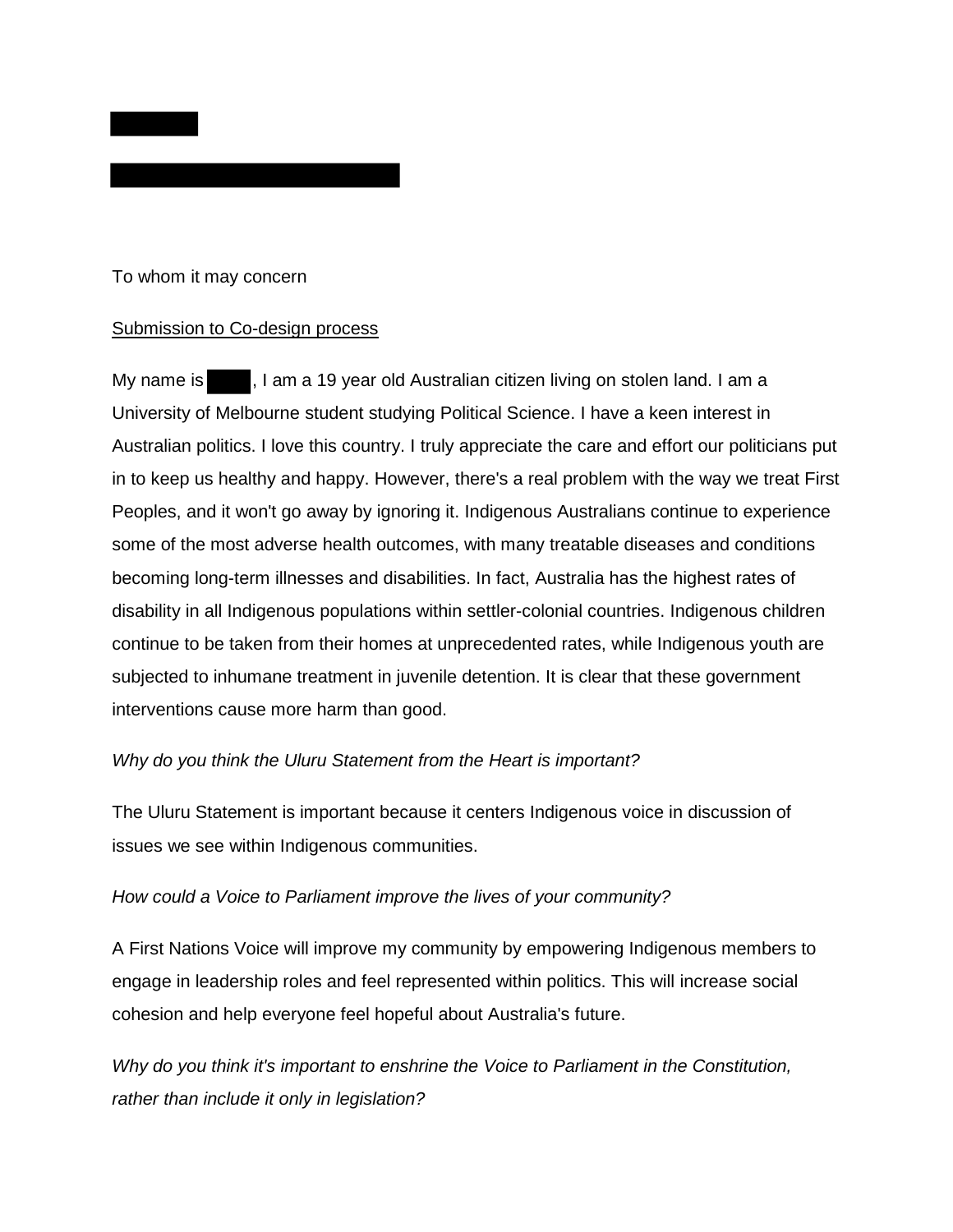To whom it may concern

<u>Submission to Co-design process</u>

My name is ████, I am a 19 year old Australian citizen living on stolen land. I am a University of Melbourne student studying Political Science. I have a keen interest in Australian politics. I love this country. I truly appreciate the care and effort our politicians put in to keep us healthy and happy. However, there's a real problem with the way we treat First Peoples, and it won't go away by ignoring it. Indigenous Australians continue to experience some of the most adverse health outcomes, with many treatable diseases and conditions becoming long-term illnesses and disabilities. In fact, Australia has the highest rates of disability in all Indigenous populations within settler-colonial countries. Indigenous children continue to be taken from their homes at unprecedented rates, while Indigenous youth are subjected to inhumane treatment in juvenile detention. It is clear that these government interventions cause more harm than good.

*Why do you think the Uluru Statement from the Heart is important?*

The Uluru Statement is important because it centers Indigenous voice in discussion of issues we see within Indigenous communities.

*How could a Voice to Parliament improve the lives of your community?*

A First Nations Voice will improve my community by empowering Indigenous members to engage in leadership roles and feel represented within politics. This will increase social cohesion and help everyone feel hopeful about Australia's future.

*Why do you think it's important to enshrine the Voice to Parliament in the Constitution, rather than include it only in legislation?*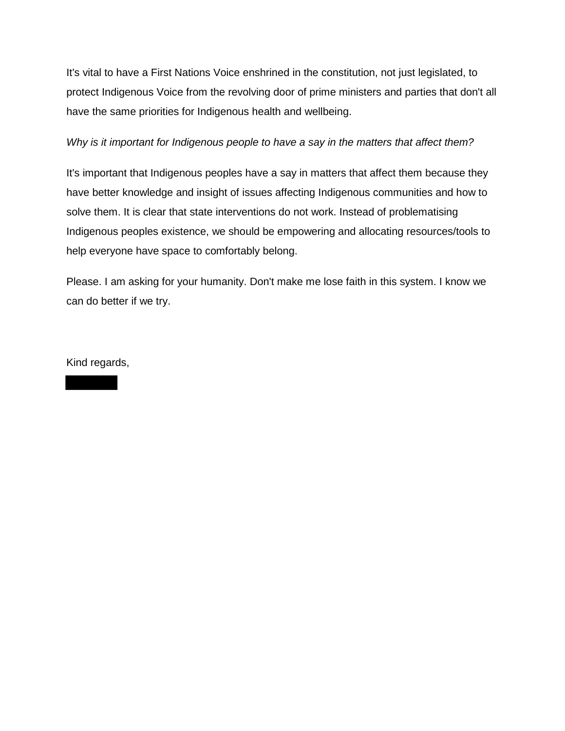It's vital to have a First Nations Voice enshrined in the constitution, not just legislated, to protect Indigenous Voice from the revolving door of prime ministers and parties that don't all have the same priorities for Indigenous health and wellbeing.

*Why is it important for Indigenous people to have a say in the matters that affect them?*

It's important that Indigenous peoples have a say in matters that affect them because they have better knowledge and insight of issues affecting Indigenous communities and how to solve them. It is clear that state interventions do not work. Instead of problematising Indigenous peoples existence, we should be empowering and allocating resources/tools to help everyone have space to comfortably belong.

Please. I am asking for your humanity. Don't make me lose faith in this system. I know we can do better if we try.

Kind regards,